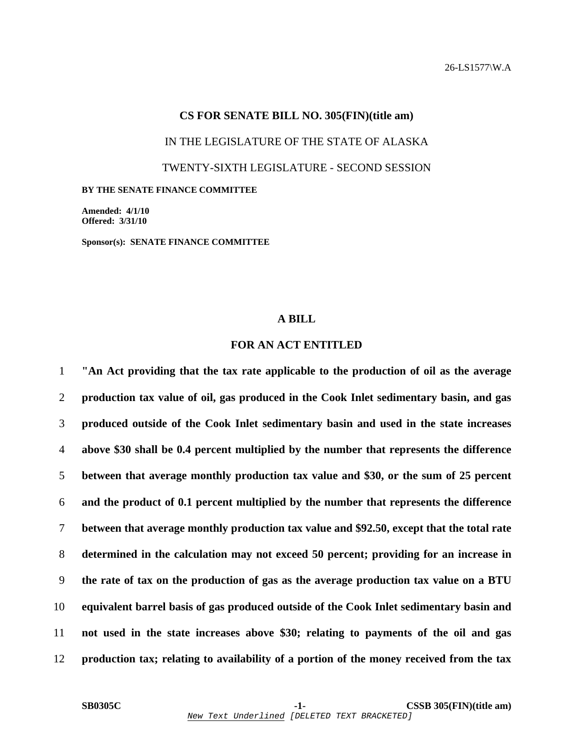26-LS1577\W.A

**CS FOR SENATE BILL NO. 305(FIN)(title am)**

IN THE LEGISLATURE OF THE STATE OF ALASKA

TWENTY-SIXTH LEGISLATURE - SECOND SESSION

**BY THE SENATE FINANCE COMMITTEE**

**Amended: 4/1/10**
**Offered: 3/31/10**

**Sponsor(s): SENATE FINANCE COMMITTEE**

**A BILL**

**FOR AN ACT ENTITLED**

1 **"An Act providing that the tax rate applicable to the production of oil as the average**
2 **production tax value of oil, gas produced in the Cook Inlet sedimentary basin, and gas**
3 **produced outside of the Cook Inlet sedimentary basin and used in the state increases**
4 **above $30 shall be 0.4 percent multiplied by the number that represents the difference**
5 **between that average monthly production tax value and $30, or the sum of 25 percent**
6 **and the product of 0.1 percent multiplied by the number that represents the difference**
7 **between that average monthly production tax value and $92.50, except that the total rate**
8 **determined in the calculation may not exceed 50 percent; providing for an increase in**
9 **the rate of tax on the production of gas as the average production tax value on a BTU**
10 **equivalent barrel basis of gas produced outside of the Cook Inlet sedimentary basin and**
11 **not used in the state increases above $30; relating to payments of the oil and gas**
12 **production tax; relating to availability of a portion of the money received from the tax**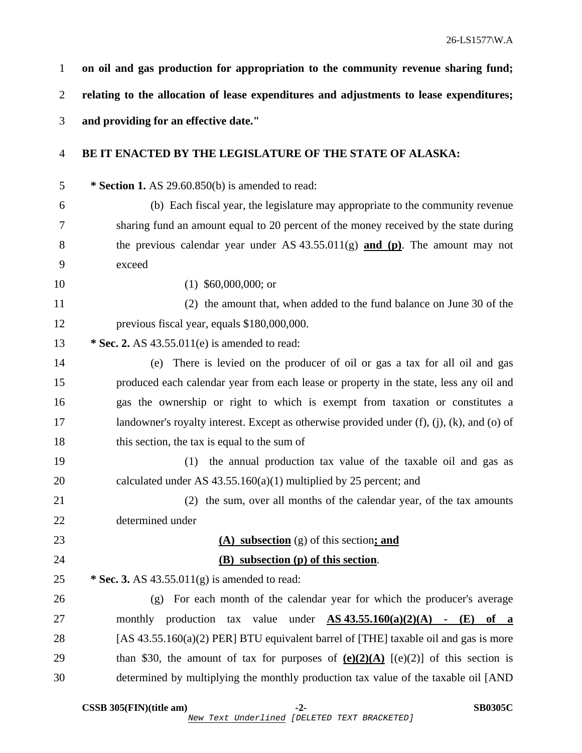**on oil and gas production for appropriation to the community revenue sharing fund; relating to the allocation of lease expenditures and adjustments to lease expenditures; and providing for an effective date."**

**BE IT ENACTED BY THE LEGISLATURE OF THE STATE OF ALASKA:**

**\* Section 1.** AS 29.60.850(b) is amended to read:

(b) Each fiscal year, the legislature may appropriate to the community revenue sharing fund an amount equal to 20 percent of the money received by the state during the previous calendar year under AS 43.55.011(g) **<u>and (p)</u>**. The amount may not exceed

(1) $60,000,000; or

(2) the amount that, when added to the fund balance on June 30 of the previous fiscal year, equals $180,000,000.

**\* Sec. 2.** AS 43.55.011(e) is amended to read:

(e) There is levied on the producer of oil or gas a tax for all oil and gas produced each calendar year from each lease or property in the state, less any oil and gas the ownership or right to which is exempt from taxation or constitutes a landowner's royalty interest. Except as otherwise provided under (f), (j), (k), and (o) of this section, the tax is equal to the sum of

(1) the annual production tax value of the taxable oil and gas as calculated under AS 43.55.160(a)(1) multiplied by 25 percent; and

(2) the sum, over all months of the calendar year, of the tax amounts determined under

**<u>(A) subsection</u>** (g) of this section**<u>; and</u>**

**<u>(B) subsection (p) of this section</u>**.

**\* Sec. 3.** AS 43.55.011(g) is amended to read:

(g) For each month of the calendar year for which the producer's average monthly production tax value under **<u>AS 43.55.160(a)(2)(A) - (E) of a</u>** [AS 43.55.160(a)(2) PER] BTU equivalent barrel of [THE] taxable oil and gas is more than $30, the amount of tax for purposes of **<u>(e)(2)(A)</u>** [(e)(2)] of this section is determined by multiplying the monthly production tax value of the taxable oil [AND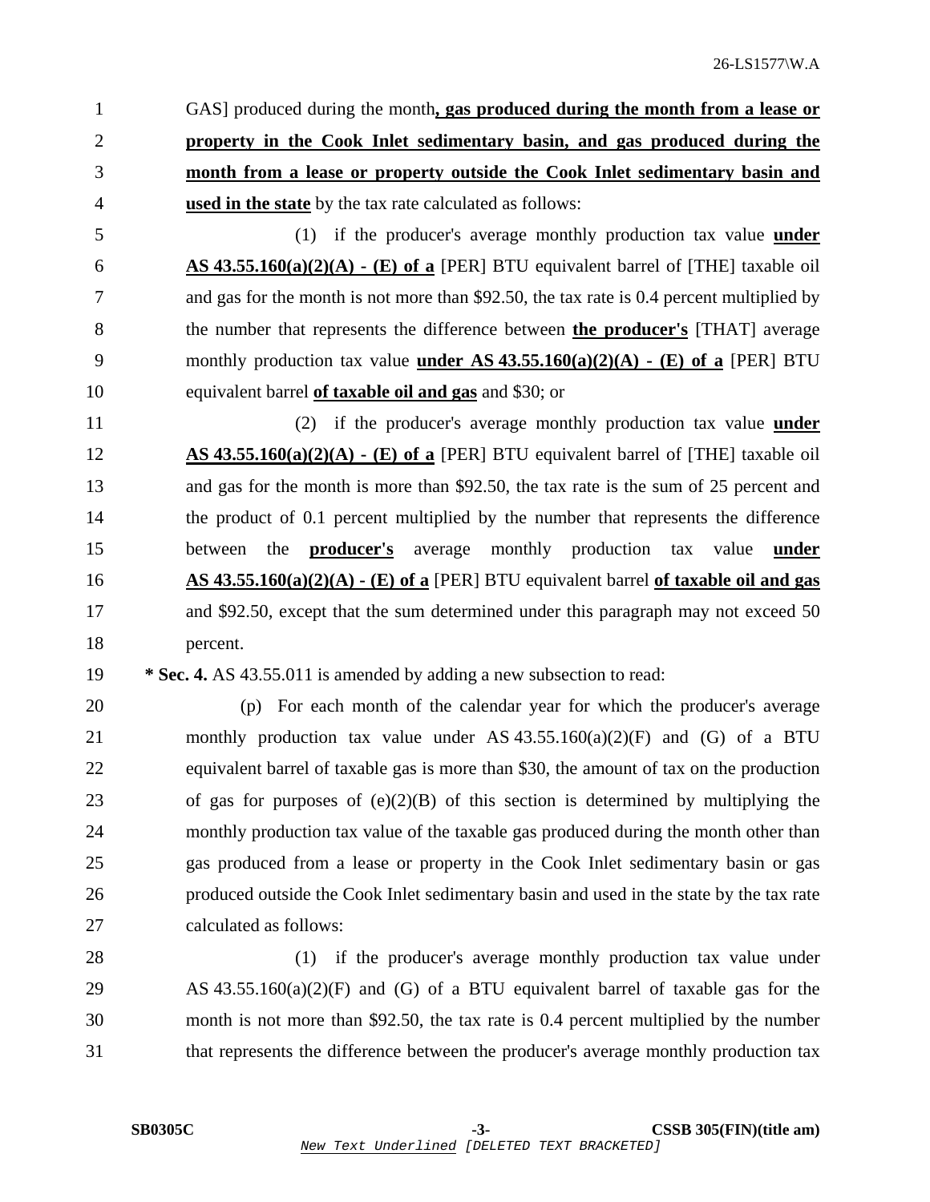GAS] produced during the month**, gas produced during the month from a lease or property in the Cook Inlet sedimentary basin, and gas produced during the month from a lease or property outside the Cook Inlet sedimentary basin and used in the state** by the tax rate calculated as follows:

(1) if the producer's average monthly production tax value **under AS 43.55.160(a)(2)(A) - (E) of a** [PER] BTU equivalent barrel of [THE] taxable oil and gas for the month is not more than $92.50, the tax rate is 0.4 percent multiplied by the number that represents the difference between **the producer's** [THAT] average monthly production tax value **under AS 43.55.160(a)(2)(A) - (E) of a** [PER] BTU equivalent barrel **of taxable oil and gas** and $30; or

(2) if the producer's average monthly production tax value **under AS 43.55.160(a)(2)(A) - (E) of a** [PER] BTU equivalent barrel of [THE] taxable oil and gas for the month is more than $92.50, the tax rate is the sum of 25 percent and the product of 0.1 percent multiplied by the number that represents the difference between the **producer's** average monthly production tax value **under AS 43.55.160(a)(2)(A) - (E) of a** [PER] BTU equivalent barrel **of taxable oil and gas** and $92.50, except that the sum determined under this paragraph may not exceed 50 percent.

**\* Sec. 4.** AS 43.55.011 is amended by adding a new subsection to read:

(p) For each month of the calendar year for which the producer's average monthly production tax value under AS 43.55.160(a)(2)(F) and (G) of a BTU equivalent barrel of taxable gas is more than $30, the amount of tax on the production of gas for purposes of (e)(2)(B) of this section is determined by multiplying the monthly production tax value of the taxable gas produced during the month other than gas produced from a lease or property in the Cook Inlet sedimentary basin or gas produced outside the Cook Inlet sedimentary basin and used in the state by the tax rate calculated as follows:

(1) if the producer's average monthly production tax value under AS 43.55.160(a)(2)(F) and (G) of a BTU equivalent barrel of taxable gas for the month is not more than $92.50, the tax rate is 0.4 percent multiplied by the number that represents the difference between the producer's average monthly production tax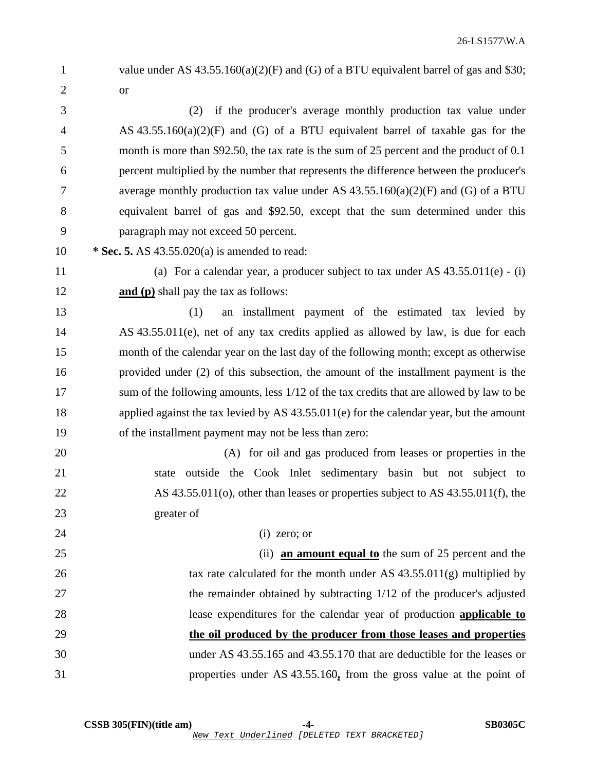value under AS 43.55.160(a)(2)(F) and (G) of a BTU equivalent barrel of gas and $30; or

(2) if the producer's average monthly production tax value under AS 43.55.160(a)(2)(F) and (G) of a BTU equivalent barrel of taxable gas for the month is more than $92.50, the tax rate is the sum of 25 percent and the product of 0.1 percent multiplied by the number that represents the difference between the producer's average monthly production tax value under AS 43.55.160(a)(2)(F) and (G) of a BTU equivalent barrel of gas and $92.50, except that the sum determined under this paragraph may not exceed 50 percent.

**\* Sec. 5.** AS 43.55.020(a) is amended to read:

(a) For a calendar year, a producer subject to tax under AS 43.55.011(e) - (i) **and (p)** shall pay the tax as follows:

(1) an installment payment of the estimated tax levied by AS 43.55.011(e), net of any tax credits applied as allowed by law, is due for each month of the calendar year on the last day of the following month; except as otherwise provided under (2) of this subsection, the amount of the installment payment is the sum of the following amounts, less 1/12 of the tax credits that are allowed by law to be applied against the tax levied by AS 43.55.011(e) for the calendar year, but the amount of the installment payment may not be less than zero:

(A) for oil and gas produced from leases or properties in the state outside the Cook Inlet sedimentary basin but not subject to AS 43.55.011(o), other than leases or properties subject to AS 43.55.011(f), the greater of

(i) zero; or

(ii) **an amount equal to** the sum of 25 percent and the tax rate calculated for the month under AS 43.55.011(g) multiplied by the remainder obtained by subtracting 1/12 of the producer's adjusted lease expenditures for the calendar year of production **applicable to the oil produced by the producer from those leases and properties** under AS 43.55.165 and 43.55.170 that are deductible for the leases or properties under AS 43.55.160**,** from the gross value at the point of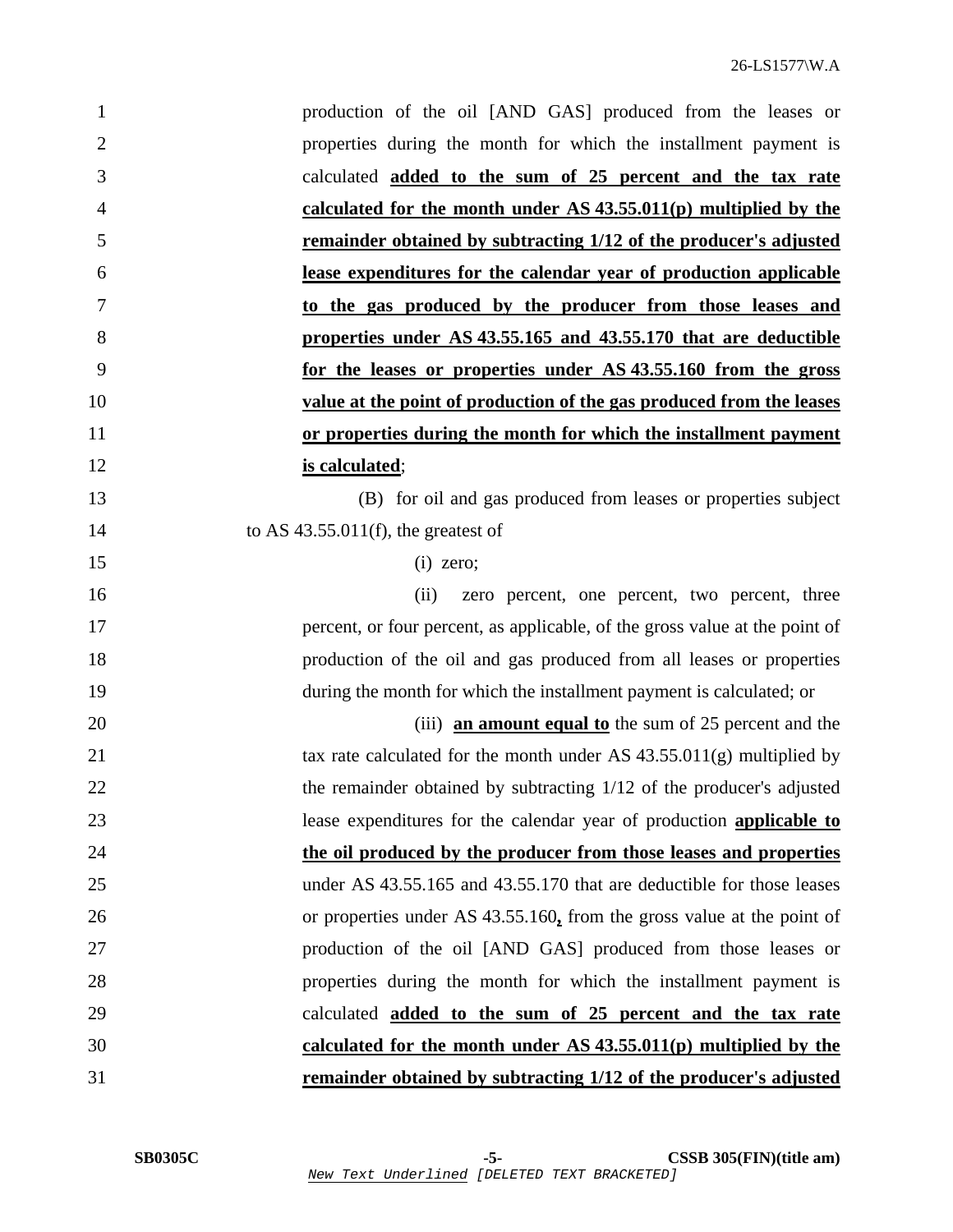production of the oil [AND GAS] produced from the leases or properties during the month for which the installment payment is calculated **added to the sum of 25 percent and the tax rate calculated for the month under AS 43.55.011(p) multiplied by the remainder obtained by subtracting 1/12 of the producer's adjusted lease expenditures for the calendar year of production applicable to the gas produced by the producer from those leases and properties under AS 43.55.165 and 43.55.170 that are deductible for the leases or properties under AS 43.55.160 from the gross value at the point of production of the gas produced from the leases or properties during the month for which the installment payment is calculated**;

(B) for oil and gas produced from leases or properties subject to AS 43.55.011(f), the greatest of

(i) zero;

(ii) zero percent, one percent, two percent, three percent, or four percent, as applicable, of the gross value at the point of production of the oil and gas produced from all leases or properties during the month for which the installment payment is calculated; or

(iii) **an amount equal to** the sum of 25 percent and the tax rate calculated for the month under AS 43.55.011(g) multiplied by the remainder obtained by subtracting 1/12 of the producer's adjusted lease expenditures for the calendar year of production **applicable to the oil produced by the producer from those leases and properties** under AS 43.55.165 and 43.55.170 that are deductible for those leases or properties under AS 43.55.160**,** from the gross value at the point of production of the oil [AND GAS] produced from those leases or properties during the month for which the installment payment is calculated **added to the sum of 25 percent and the tax rate calculated for the month under AS 43.55.011(p) multiplied by the remainder obtained by subtracting 1/12 of the producer's adjusted**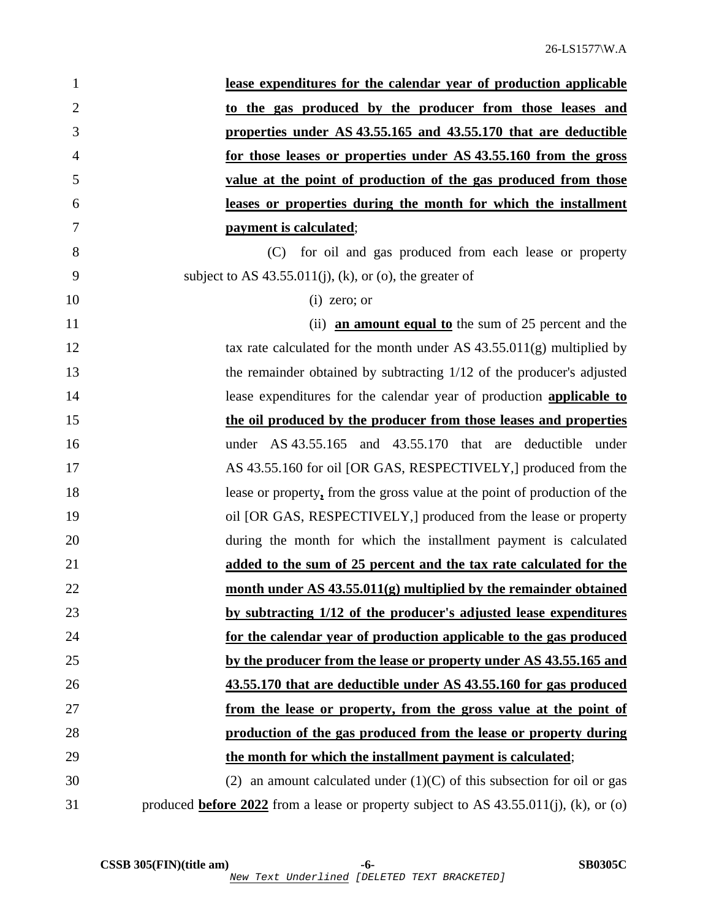**lease expenditures for the calendar year of production applicable to the gas produced by the producer from those leases and properties under AS 43.55.165 and 43.55.170 that are deductible for those leases or properties under AS 43.55.160 from the gross value at the point of production of the gas produced from those leases or properties during the month for which the installment payment is calculated**;

(C) for oil and gas produced from each lease or property subject to AS 43.55.011(j), (k), or (o), the greater of

(i) zero; or

(ii) **an amount equal to** the sum of 25 percent and the tax rate calculated for the month under AS 43.55.011(g) multiplied by the remainder obtained by subtracting 1/12 of the producer's adjusted lease expenditures for the calendar year of production **applicable to the oil produced by the producer from those leases and properties** under AS 43.55.165 and 43.55.170 that are deductible under AS 43.55.160 for oil [OR GAS, RESPECTIVELY,] produced from the lease or property**,** from the gross value at the point of production of the oil [OR GAS, RESPECTIVELY,] produced from the lease or property during the month for which the installment payment is calculated **added to the sum of 25 percent and the tax rate calculated for the month under AS 43.55.011(g) multiplied by the remainder obtained by subtracting 1/12 of the producer's adjusted lease expenditures for the calendar year of production applicable to the gas produced by the producer from the lease or property under AS 43.55.165 and 43.55.170 that are deductible under AS 43.55.160 for gas produced from the lease or property, from the gross value at the point of production of the gas produced from the lease or property during the month for which the installment payment is calculated**;

(2) an amount calculated under (1)(C) of this subsection for oil or gas produced **before 2022** from a lease or property subject to AS 43.55.011(j), (k), or (o)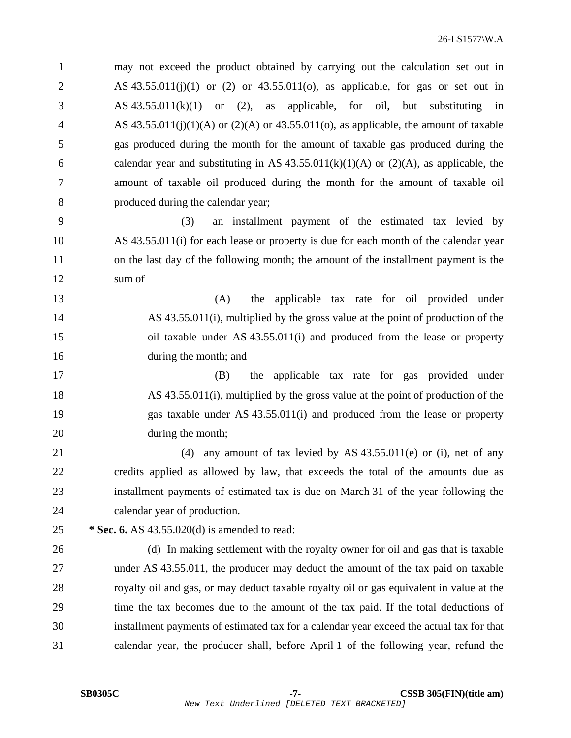may not exceed the product obtained by carrying out the calculation set out in AS 43.55.011(j)(1) or (2) or 43.55.011(o), as applicable, for gas or set out in AS 43.55.011(k)(1) or (2), as applicable, for oil, but substituting in AS 43.55.011(j)(1)(A) or (2)(A) or 43.55.011(o), as applicable, the amount of taxable gas produced during the month for the amount of taxable gas produced during the calendar year and substituting in AS 43.55.011(k)(1)(A) or (2)(A), as applicable, the amount of taxable oil produced during the month for the amount of taxable oil produced during the calendar year;

(3) an installment payment of the estimated tax levied by AS 43.55.011(i) for each lease or property is due for each month of the calendar year on the last day of the following month; the amount of the installment payment is the sum of

(A) the applicable tax rate for oil provided under AS 43.55.011(i), multiplied by the gross value at the point of production of the oil taxable under AS 43.55.011(i) and produced from the lease or property during the month; and

(B) the applicable tax rate for gas provided under AS 43.55.011(i), multiplied by the gross value at the point of production of the gas taxable under AS 43.55.011(i) and produced from the lease or property during the month;

(4) any amount of tax levied by AS 43.55.011(e) or (i), net of any credits applied as allowed by law, that exceeds the total of the amounts due as installment payments of estimated tax is due on March 31 of the year following the calendar year of production.

**\* Sec. 6.** AS 43.55.020(d) is amended to read:

(d) In making settlement with the royalty owner for oil and gas that is taxable under AS 43.55.011, the producer may deduct the amount of the tax paid on taxable royalty oil and gas, or may deduct taxable royalty oil or gas equivalent in value at the time the tax becomes due to the amount of the tax paid. If the total deductions of installment payments of estimated tax for a calendar year exceed the actual tax for that calendar year, the producer shall, before April 1 of the following year, refund the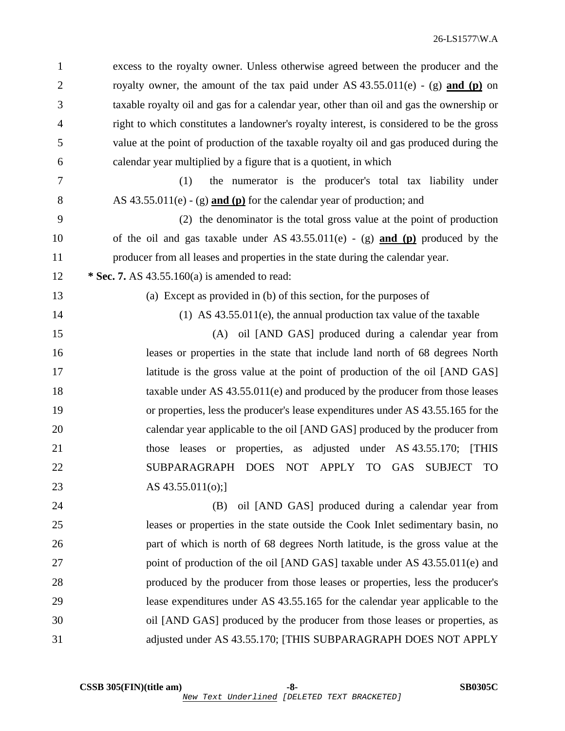excess to the royalty owner. Unless otherwise agreed between the producer and the royalty owner, the amount of the tax paid under AS 43.55.011(e) - (g) **<u>and (p)</u>** on taxable royalty oil and gas for a calendar year, other than oil and gas the ownership or right to which constitutes a landowner's royalty interest, is considered to be the gross value at the point of production of the taxable royalty oil and gas produced during the calendar year multiplied by a figure that is a quotient, in which

(1) the numerator is the producer's total tax liability under AS 43.55.011(e) - (g) **<u>and (p)</u>** for the calendar year of production; and

(2) the denominator is the total gross value at the point of production of the oil and gas taxable under AS 43.55.011(e) - (g) **<u>and (p)</u>** produced by the producer from all leases and properties in the state during the calendar year.

**\* Sec. 7.** AS 43.55.160(a) is amended to read:

(a) Except as provided in (b) of this section, for the purposes of

(1) AS 43.55.011(e), the annual production tax value of the taxable

(A) oil [AND GAS] produced during a calendar year from leases or properties in the state that include land north of 68 degrees North latitude is the gross value at the point of production of the oil [AND GAS] taxable under AS 43.55.011(e) and produced by the producer from those leases or properties, less the producer's lease expenditures under AS 43.55.165 for the calendar year applicable to the oil [AND GAS] produced by the producer from those leases or properties, as adjusted under AS 43.55.170; [THIS SUBPARAGRAPH DOES NOT APPLY TO GAS SUBJECT TO AS 43.55.011(o);]

(B) oil [AND GAS] produced during a calendar year from leases or properties in the state outside the Cook Inlet sedimentary basin, no part of which is north of 68 degrees North latitude, is the gross value at the point of production of the oil [AND GAS] taxable under AS 43.55.011(e) and produced by the producer from those leases or properties, less the producer's lease expenditures under AS 43.55.165 for the calendar year applicable to the oil [AND GAS] produced by the producer from those leases or properties, as adjusted under AS 43.55.170; [THIS SUBPARAGRAPH DOES NOT APPLY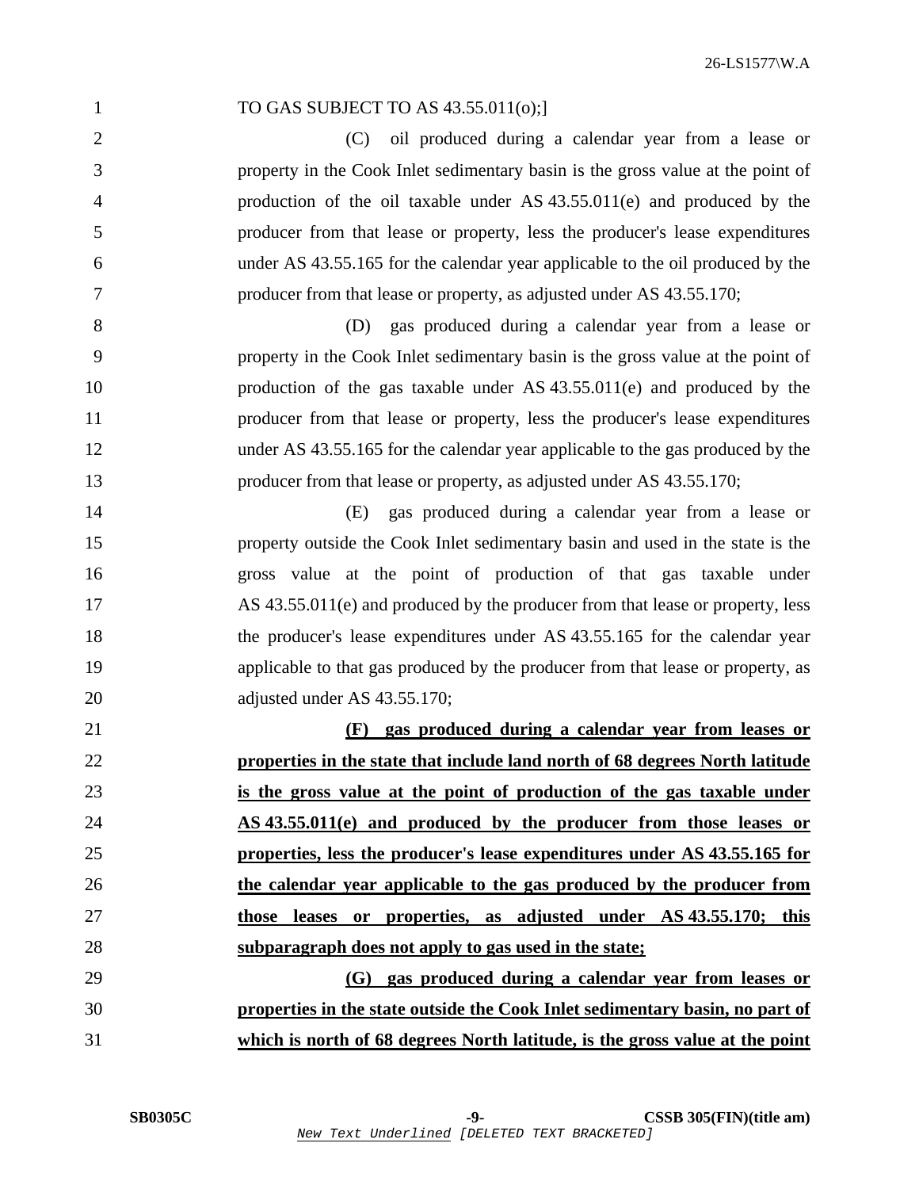TO GAS SUBJECT TO AS 43.55.011(o);]

(C) oil produced during a calendar year from a lease or property in the Cook Inlet sedimentary basin is the gross value at the point of production of the oil taxable under AS 43.55.011(e) and produced by the producer from that lease or property, less the producer's lease expenditures under AS 43.55.165 for the calendar year applicable to the oil produced by the producer from that lease or property, as adjusted under AS 43.55.170;

(D) gas produced during a calendar year from a lease or property in the Cook Inlet sedimentary basin is the gross value at the point of production of the gas taxable under AS 43.55.011(e) and produced by the producer from that lease or property, less the producer's lease expenditures under AS 43.55.165 for the calendar year applicable to the gas produced by the producer from that lease or property, as adjusted under AS 43.55.170;

(E) gas produced during a calendar year from a lease or property outside the Cook Inlet sedimentary basin and used in the state is the gross value at the point of production of that gas taxable under AS 43.55.011(e) and produced by the producer from that lease or property, less the producer's lease expenditures under AS 43.55.165 for the calendar year applicable to that gas produced by the producer from that lease or property, as adjusted under AS 43.55.170;

**(F) gas produced during a calendar year from leases or properties in the state that include land north of 68 degrees North latitude is the gross value at the point of production of the gas taxable under AS 43.55.011(e) and produced by the producer from those leases or properties, less the producer's lease expenditures under AS 43.55.165 for the calendar year applicable to the gas produced by the producer from those leases or properties, as adjusted under AS 43.55.170; this subparagraph does not apply to gas used in the state;**

**(G) gas produced during a calendar year from leases or properties in the state outside the Cook Inlet sedimentary basin, no part of which is north of 68 degrees North latitude, is the gross value at the point**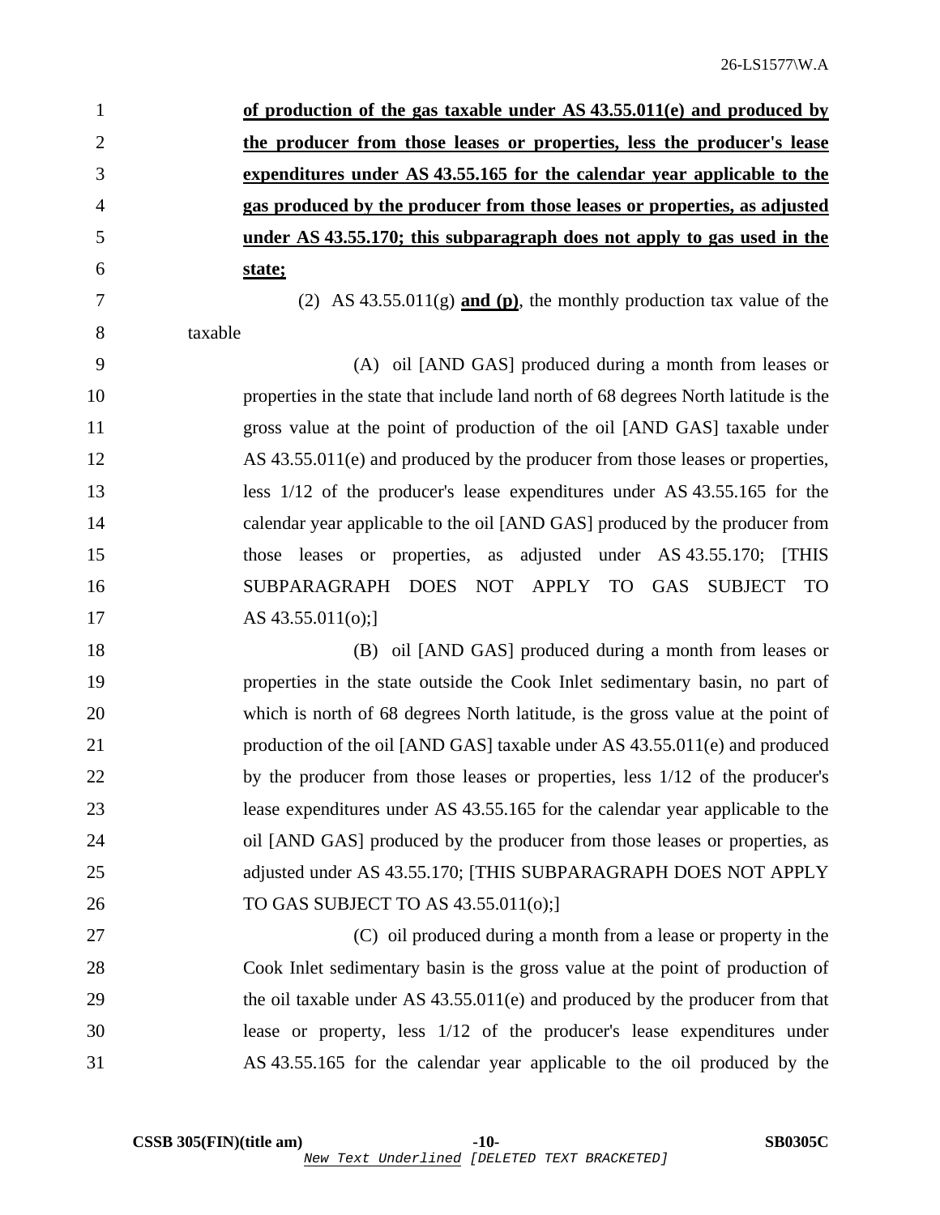**of production of the gas taxable under AS 43.55.011(e) and produced by the producer from those leases or properties, less the producer's lease expenditures under AS 43.55.165 for the calendar year applicable to the gas produced by the producer from those leases or properties, as adjusted under AS 43.55.170; this subparagraph does not apply to gas used in the state;**

(2) AS 43.55.011(g) **and (p)**, the monthly production tax value of the taxable

(A) oil [AND GAS] produced during a month from leases or properties in the state that include land north of 68 degrees North latitude is the gross value at the point of production of the oil [AND GAS] taxable under AS 43.55.011(e) and produced by the producer from those leases or properties, less 1/12 of the producer's lease expenditures under AS 43.55.165 for the calendar year applicable to the oil [AND GAS] produced by the producer from those leases or properties, as adjusted under AS 43.55.170; [THIS SUBPARAGRAPH DOES NOT APPLY TO GAS SUBJECT TO AS 43.55.011(o);]

(B) oil [AND GAS] produced during a month from leases or properties in the state outside the Cook Inlet sedimentary basin, no part of which is north of 68 degrees North latitude, is the gross value at the point of production of the oil [AND GAS] taxable under AS 43.55.011(e) and produced by the producer from those leases or properties, less 1/12 of the producer's lease expenditures under AS 43.55.165 for the calendar year applicable to the oil [AND GAS] produced by the producer from those leases or properties, as adjusted under AS 43.55.170; [THIS SUBPARAGRAPH DOES NOT APPLY TO GAS SUBJECT TO AS 43.55.011(o);]

(C) oil produced during a month from a lease or property in the Cook Inlet sedimentary basin is the gross value at the point of production of the oil taxable under AS 43.55.011(e) and produced by the producer from that lease or property, less 1/12 of the producer's lease expenditures under AS 43.55.165 for the calendar year applicable to the oil produced by the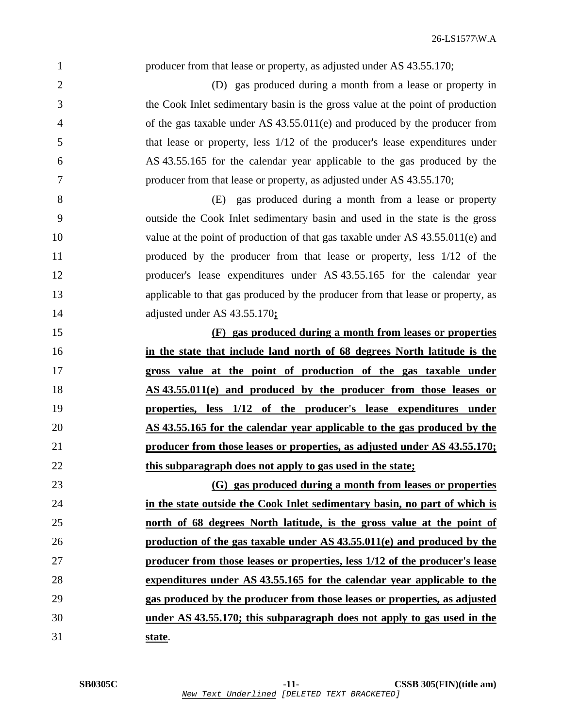producer from that lease or property, as adjusted under AS 43.55.170;

(D) gas produced during a month from a lease or property in the Cook Inlet sedimentary basin is the gross value at the point of production of the gas taxable under AS 43.55.011(e) and produced by the producer from that lease or property, less 1/12 of the producer's lease expenditures under AS 43.55.165 for the calendar year applicable to the gas produced by the producer from that lease or property, as adjusted under AS 43.55.170;

(E) gas produced during a month from a lease or property outside the Cook Inlet sedimentary basin and used in the state is the gross value at the point of production of that gas taxable under AS 43.55.011(e) and produced by the producer from that lease or property, less 1/12 of the producer's lease expenditures under AS 43.55.165 for the calendar year applicable to that gas produced by the producer from that lease or property, as adjusted under AS 43.55.170**;**

**(F) gas produced during a month from leases or properties in the state that include land north of 68 degrees North latitude is the gross value at the point of production of the gas taxable under AS 43.55.011(e) and produced by the producer from those leases or properties, less 1/12 of the producer's lease expenditures under AS 43.55.165 for the calendar year applicable to the gas produced by the producer from those leases or properties, as adjusted under AS 43.55.170; this subparagraph does not apply to gas used in the state;**

**(G) gas produced during a month from leases or properties in the state outside the Cook Inlet sedimentary basin, no part of which is north of 68 degrees North latitude, is the gross value at the point of production of the gas taxable under AS 43.55.011(e) and produced by the producer from those leases or properties, less 1/12 of the producer's lease expenditures under AS 43.55.165 for the calendar year applicable to the gas produced by the producer from those leases or properties, as adjusted under AS 43.55.170; this subparagraph does not apply to gas used in the state**.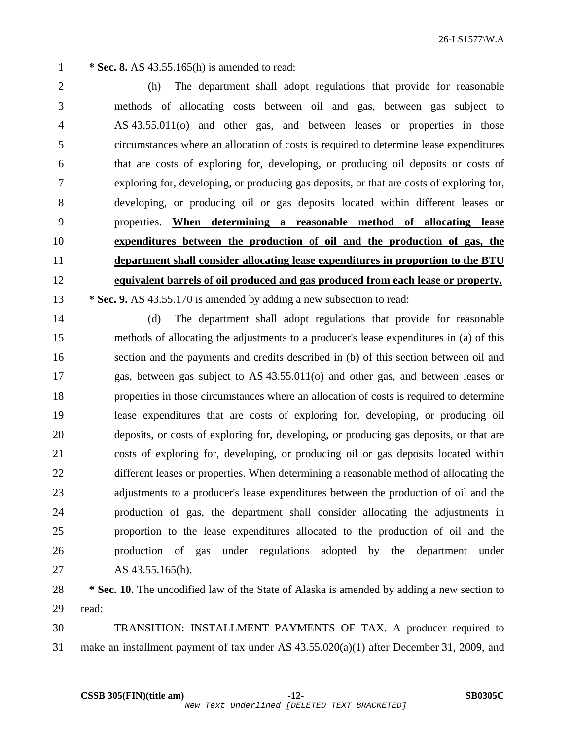**\* Sec. 8.** AS 43.55.165(h) is amended to read:

(h) The department shall adopt regulations that provide for reasonable methods of allocating costs between oil and gas, between gas subject to AS 43.55.011(o) and other gas, and between leases or properties in those circumstances where an allocation of costs is required to determine lease expenditures that are costs of exploring for, developing, or producing oil deposits or costs of exploring for, developing, or producing gas deposits, or that are costs of exploring for, developing, or producing oil or gas deposits located within different leases or properties. <u>**When determining a reasonable method of allocating lease expenditures between the production of oil and the production of gas, the department shall consider allocating lease expenditures in proportion to the BTU equivalent barrels of oil produced and gas produced from each lease or property.**</u>

**\* Sec. 9.** AS 43.55.170 is amended by adding a new subsection to read:

(d) The department shall adopt regulations that provide for reasonable methods of allocating the adjustments to a producer's lease expenditures in (a) of this section and the payments and credits described in (b) of this section between oil and gas, between gas subject to AS 43.55.011(o) and other gas, and between leases or properties in those circumstances where an allocation of costs is required to determine lease expenditures that are costs of exploring for, developing, or producing oil deposits, or costs of exploring for, developing, or producing gas deposits, or that are costs of exploring for, developing, or producing oil or gas deposits located within different leases or properties. When determining a reasonable method of allocating the adjustments to a producer's lease expenditures between the production of oil and the production of gas, the department shall consider allocating the adjustments in proportion to the lease expenditures allocated to the production of oil and the production of gas under regulations adopted by the department under AS 43.55.165(h).

**\* Sec. 10.** The uncodified law of the State of Alaska is amended by adding a new section to read:

TRANSITION: INSTALLMENT PAYMENTS OF TAX. A producer required to make an installment payment of tax under AS 43.55.020(a)(1) after December 31, 2009, and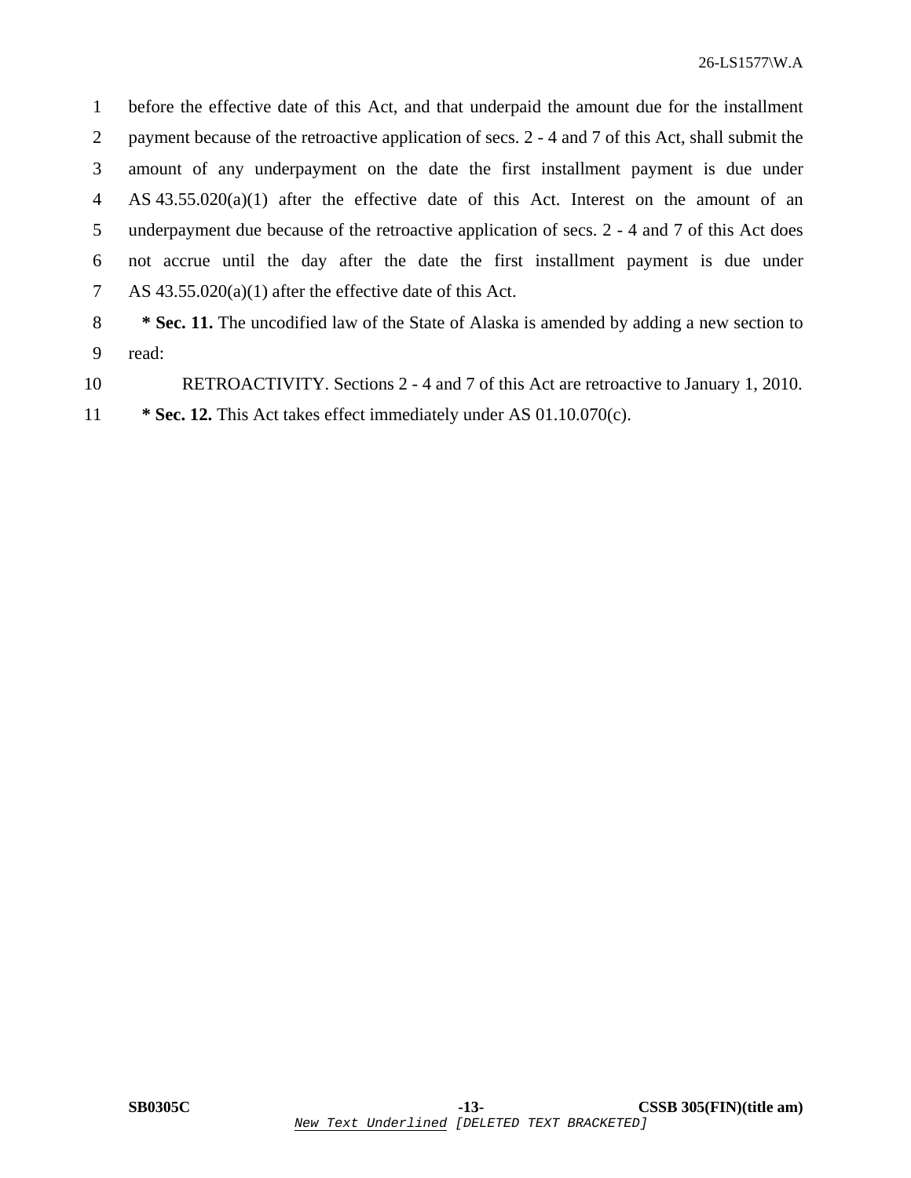before the effective date of this Act, and that underpaid the amount due for the installment payment because of the retroactive application of secs. 2 - 4 and 7 of this Act, shall submit the amount of any underpayment on the date the first installment payment is due under AS 43.55.020(a)(1) after the effective date of this Act. Interest on the amount of an underpayment due because of the retroactive application of secs. 2 - 4 and 7 of this Act does not accrue until the day after the date the first installment payment is due under AS 43.55.020(a)(1) after the effective date of this Act.

**\* Sec. 11.** The uncodified law of the State of Alaska is amended by adding a new section to read:

RETROACTIVITY. Sections 2 - 4 and 7 of this Act are retroactive to January 1, 2010.

**\* Sec. 12.** This Act takes effect immediately under AS 01.10.070(c).